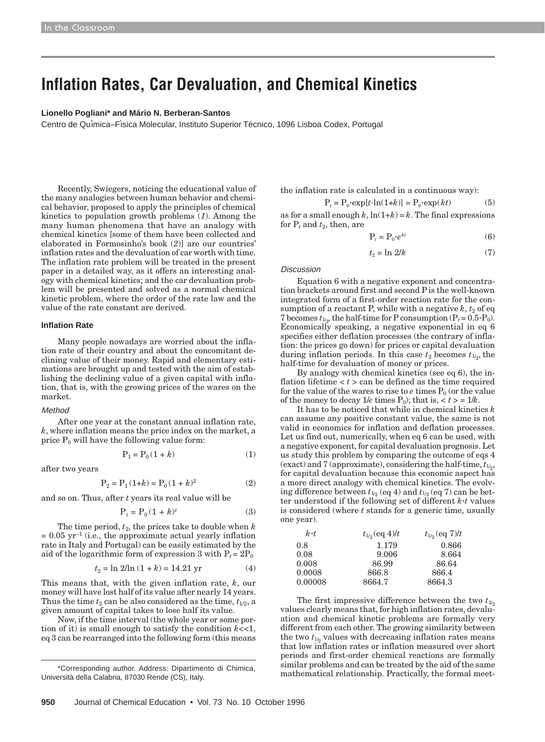# Inflation Rates, Car Devaluation, and Chemical Kinetics

**Lionello Pogliani* and Mário N. Berberan-Santos**

Centro de Química–Física Molecular, Instituto Superior Técnico, 1096 Lisboa Codex, Portugal

Recently, Swiegers, noticing the educational value of the many analogies between human behavior and chemical behavior, proposed to apply the principles of chemical kinetics to population growth problems (*1*). Among the many human phenomena that have an analogy with chemical kinetics [some of them have been collected and elaborated in Formosinho's book (*2*)] are our countries' inflation rates and the devaluation of car worth with time. The inflation rate problem will be treated in the present paper in a detailed way, as it offers an interesting analogy with chemical kinetics; and the car devaluation problem will be presented and solved as a normal chemical kinetic problem, where the order of the rate law and the value of the rate constant are derived.

### Inflation Rate

Many people nowadays are worried about the inflation rate of their country and about the concomitant declining value of their money. Rapid and elementary estimations are brought up and tested with the aim of establishing the declining value of a given capital with inflation, that is, with the growing prices of the wares on the market.

#### *Method*

After one year at the constant annual inflation rate, $k$, where inflation means the price index on the market, a price $P_0$ will have the following value form:

$$P_1 = P_0(1 + k) \tag{1}$$

after two years

$$P_2 = P_1(1+k) = P_0(1 + k)^2 \tag{2}$$

and so on. Thus, after $t$ years its real value will be

$$P_t = P_0(1 + k)^t \tag{3}$$

The time period, $t_2$, the prices take to double when $k = 0.05\ \text{yr}^{-1}$ (i.e., the approximate actual yearly inflation rate in Italy and Portugal) can be easily estimated by the aid of the logarithmic form of expression 3 with $P_t = 2P_0$

$$t_2 = \ln 2/\ln(1 + k) = 14.21\ \text{yr} \tag{4}$$

This means that, with the given inflation rate, $k$, our money will have lost half of its value after nearly 14 years. Thus the time $t_2$ can be also considered as the time, $t_{1/2}$, a given amount of capital takes to lose half its value.

Now, if the time interval (the whole year or some portion of it) is small enough to satisfy the condition $k \ll 1$, eq 3 can be rearranged into the following form (this means the inflation rate is calculated in a continuous way):

$$P_t = P_0 \cdot \exp[t \cdot \ln(1+k)] = P_0 \cdot \exp(kt) \tag{5}$$

as for a small enough $k$, $\ln(1+k) = k$. The final expressions for $P_t$ and $t_2$, then, are

$$P_t = P_0 \cdot e^{kt} \tag{6}$$

$$t_2 = \ln 2/k \tag{7}$$

#### *Discussion*

Equation 6 with a negative exponent and concentration brackets around first and second P is the well-known integrated form of a first-order reaction rate for the consumption of a reactant P, while with a negative $k$, $t_2$ of eq 7 becomes $t_{1/2}$, the half-time for P consumption ($P_t = 0.5 \cdot P_0$). Economically speaking, a negative exponential in eq 6 specifies either deflation processes (the contrary of inflation: the prices go down) for prices or capital devaluation during inflation periods. In this case $t_2$ becomes $t_{1/2}$, the half-time for devaluation of money or prices.

By analogy with chemical kinetics (see eq 6), the inflation lifetime $<t>$ can be defined as the time required for the value of the wares to rise to $e$ times $P_0$ (or the value of the money to decay $1/e$ times $P_0$); that is, $<t> = 1/k$.

It has to be noticed that while in chemical kinetics $k$ can assume any positive constant value, the same is not valid in economics for inflation and deflation processes. Let us find out, numerically, when eq 6 can be used, with a negative exponent, for capital devaluation prognosis. Let us study this problem by comparing the outcome of eqs 4 (exact) and 7 (approximate), considering the half-time, $t_{1/2}$, for capital devaluation because this economic aspect has a more direct analogy with chemical kinetics. The evolving difference between $t_{1/2}$ (eq 4) and $t_{1/2}$ (eq 7) can be better understood if the following set of different $k \cdot t$ values is considered (where $t$ stands for a generic time, usually one year).

| $k \cdot t$ | $t_{1/2}$(eq 4)/$t$ | $t_{1/2}$(eq 7)/$t$ |
|---|---|---|
| 0.8 | 1.179 | 0.866 |
| 0.08 | 9.006 | 8.664 |
| 0.008 | 86.99 | 86.64 |
| 0.0008 | 866.8 | 866.4 |
| 0.00008 | 8664.7 | 8664.3 |

The first impressive difference between the two $t_{1/2}$ values clearly means that, for high inflation rates, devaluation and chemical kinetic problems are formally very different from each other. The growing similarity between the two $t_{1/2}$ values with decreasing inflation rates means that low inflation rates or inflation measured over short periods and first-order chemical reactions are formally similar problems and can be treated by the aid of the same mathematical relationship. Practically, the formal meet-

---

*Corresponding author. Address: Dipartimento di Chimica, Università della Calabria, 87030 Rende (CS), Italy.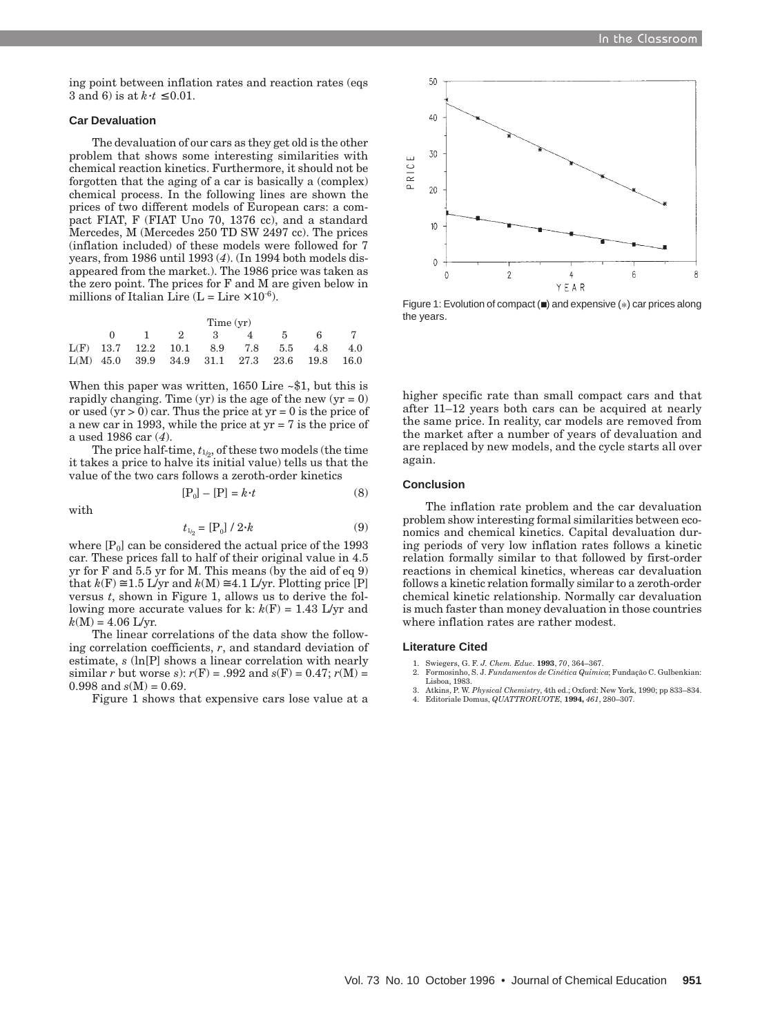ing point between inflation rates and reaction rates (eqs 3 and 6) is at $k \cdot t \leq 0.01$.

### Car Devaluation

The devaluation of our cars as they get old is the other problem that shows some interesting similarities with chemical reaction kinetics. Furthermore, it should not be forgotten that the aging of a car is basically a (complex) chemical process. In the following lines are shown the prices of two different models of European cars: a compact FIAT, F (FIAT Uno 70, 1376 cc), and a standard Mercedes, M (Mercedes 250 TD SW 2497 cc). The prices (inflation included) of these models were followed for 7 years, from 1986 until 1993 (*4*). (In 1994 both models disappeared from the market.). The 1986 price was taken as the zero point. The prices for F and M are given below in millions of Italian Lire (L = Lire × $10^{-6}$).

| | Time (yr) | | | | | | | |
|---|---|---|---|---|---|---|---|---|
| | 0 | 1 | 2 | 3 | 4 | 5 | 6 | 7 |
| L(F) | 13.7 | 12.2 | 10.1 | 8.9 | 7.8 | 5.5 | 4.8 | 4.0 |
| L(M) | 45.0 | 39.9 | 34.9 | 31.1 | 27.3 | 23.6 | 19.8 | 16.0 |

When this paper was written, 1650 Lire ~$1, but this is rapidly changing. Time (yr) is the age of the new (yr = 0) or used (yr > 0) car. Thus the price at yr = 0 is the price of a new car in 1993, while the price at yr = 7 is the price of a used 1986 car (*4*).

The price half-time, $t_{1/2}$, of these two models (the time it takes a price to halve its initial value) tells us that the value of the two cars follows a zeroth-order kinetics

$$[P_0] - [P] = k \cdot t \tag{8}$$

with

$$t_{1/2} = [P_0] / 2 \cdot k \tag{9}$$

where $[P_0]$ can be considered the actual price of the 1993 car. These prices fall to half of their original value in 4.5 yr for F and 5.5 yr for M. This means (by the aid of eq 9) that $k(F) \cong 1.5$ L/yr and $k(M) \cong 4.1$ L/yr. Plotting price [P] versus $t$, shown in Figure 1, allows us to derive the following more accurate values for k: $k(F) = 1.43$ L/yr and $k(M) = 4.06$ L/yr.

The linear correlations of the data show the following correlation coefficients, $r$, and standard deviation of estimate, $s$ (ln[P] shows a linear correlation with nearly similar $r$ but worse $s$): $r(F) = .992$ and $s(F) = 0.47$; $r(M) = 0.998$ and $s(M) = 0.69$.

Figure 1 shows that expensive cars lose value at a higher specific rate than small compact cars and that after 11–12 years both cars can be acquired at nearly the same price. In reality, car models are removed from the market after a number of years of devaluation and are replaced by new models, and the cycle starts all over again.

PRICE

YEAR

0 2 4 6 8

0 10 20 30 40 50

Figure 1: Evolution of compact (■) and expensive (∗) car prices along the years.

### Conclusion

The inflation rate problem and the car devaluation problem show interesting formal similarities between economics and chemical kinetics. Capital devaluation during periods of very low inflation rates follows a kinetic relation formally similar to that followed by first-order reactions in chemical kinetics, whereas car devaluation follows a kinetic relation formally similar to a zeroth-order chemical kinetic relationship. Normally car devaluation is much faster than money devaluation in those countries where inflation rates are rather modest.

### Literature Cited

1. Swiegers, G. F. *J. Chem. Educ.* **1993**, *70*, 364–367.
2. Formosinho, S. J. *Fundamentos de Cinética Química*; Fundação C. Gulbenkian: Lisboa, 1983.
3. Atkins, P. W. *Physical Chemistry*, 4th ed.; Oxford: New York, 1990; pp 833–834.
4. Editoriale Domus, *QUATTRORUOTE*, **1994,** *461*, 280–307.